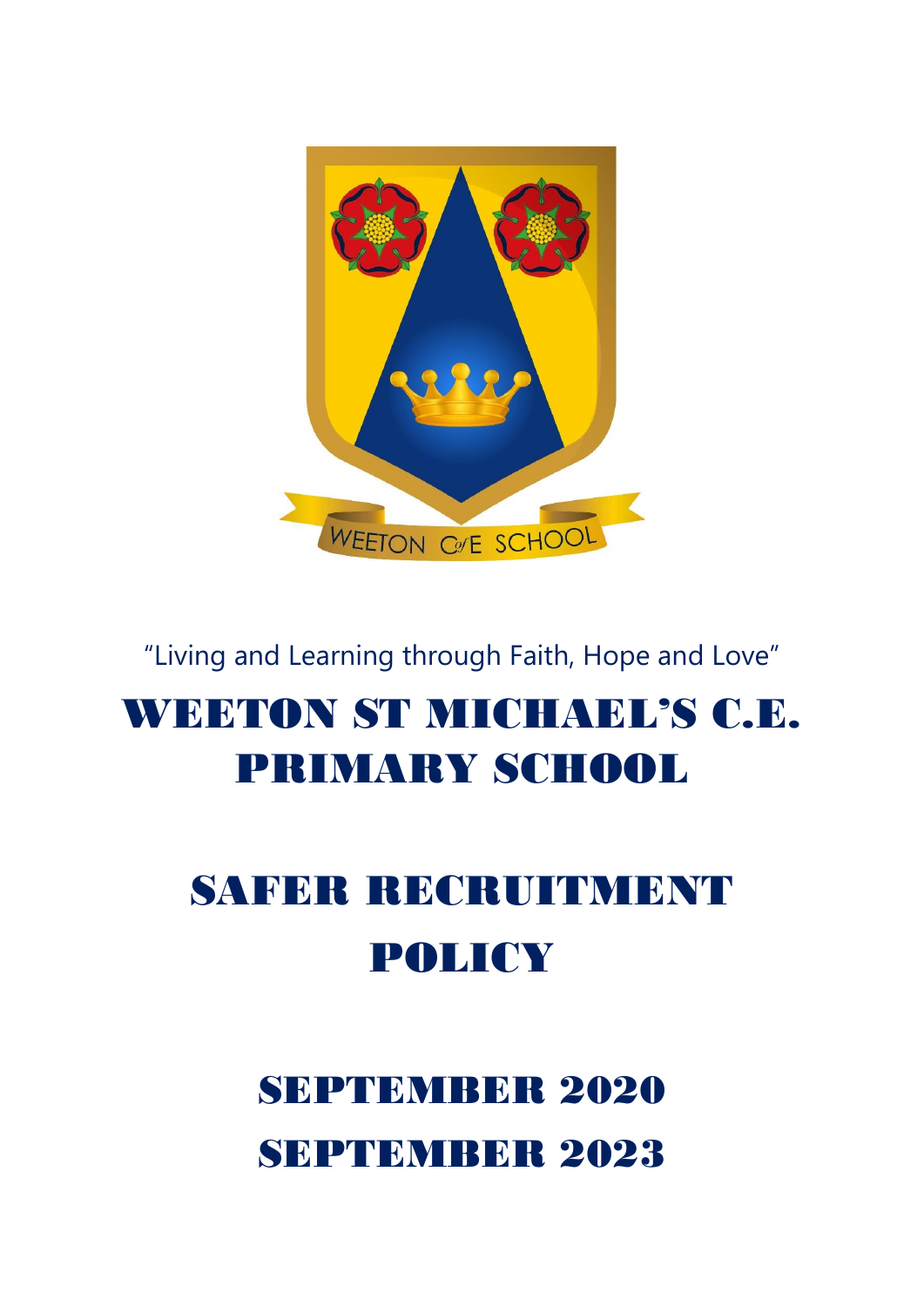"Living and Learning through Faith, Hope and Love"

# WEETON ST MICHAEL'S C.E. PRIMARY SCHOOL

# SAFER RECRUITMENT POLICY

## SEPTEMBER 2020

## SEPTEMBER 2023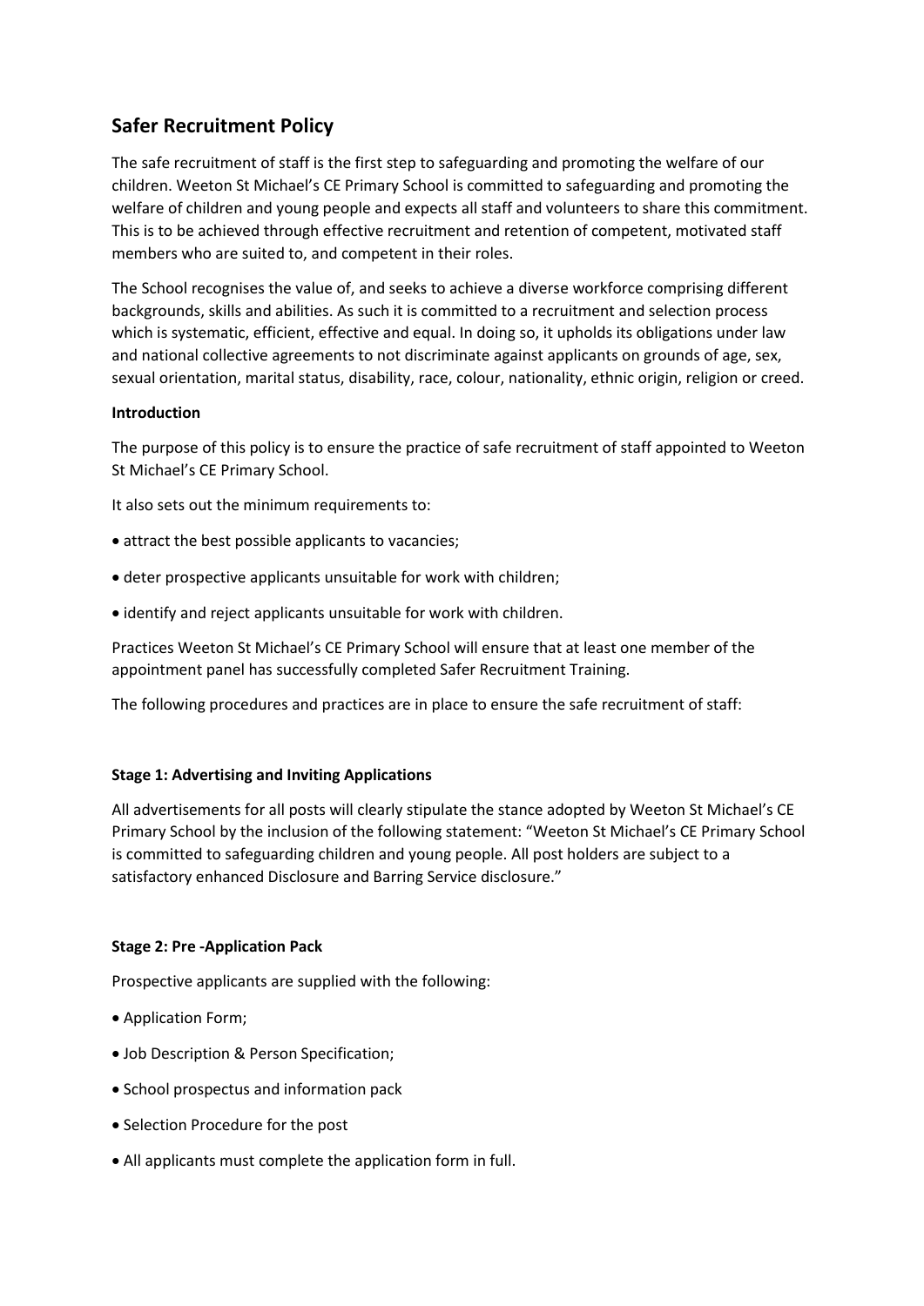## Safer Recruitment Policy

The safe recruitment of staff is the first step to safeguarding and promoting the welfare of our children. Weeton St Michael's CE Primary School is committed to safeguarding and promoting the welfare of children and young people and expects all staff and volunteers to share this commitment. This is to be achieved through effective recruitment and retention of competent, motivated staff members who are suited to, and competent in their roles.

The School recognises the value of, and seeks to achieve a diverse workforce comprising different backgrounds, skills and abilities. As such it is committed to a recruitment and selection process which is systematic, efficient, effective and equal. In doing so, it upholds its obligations under law and national collective agreements to not discriminate against applicants on grounds of age, sex, sexual orientation, marital status, disability, race, colour, nationality, ethnic origin, religion or creed.

**Introduction**

The purpose of this policy is to ensure the practice of safe recruitment of staff appointed to Weeton St Michael's CE Primary School.

It also sets out the minimum requirements to:

- attract the best possible applicants to vacancies;
- deter prospective applicants unsuitable for work with children;
- identify and reject applicants unsuitable for work with children.

Practices Weeton St Michael's CE Primary School will ensure that at least one member of the appointment panel has successfully completed Safer Recruitment Training.

The following procedures and practices are in place to ensure the safe recruitment of staff:

**Stage 1: Advertising and Inviting Applications**

All advertisements for all posts will clearly stipulate the stance adopted by Weeton St Michael's CE Primary School by the inclusion of the following statement: "Weeton St Michael's CE Primary School is committed to safeguarding children and young people. All post holders are subject to a satisfactory enhanced Disclosure and Barring Service disclosure."

**Stage 2: Pre -Application Pack**

Prospective applicants are supplied with the following:

- Application Form;
- Job Description & Person Specification;
- School prospectus and information pack
- Selection Procedure for the post
- All applicants must complete the application form in full.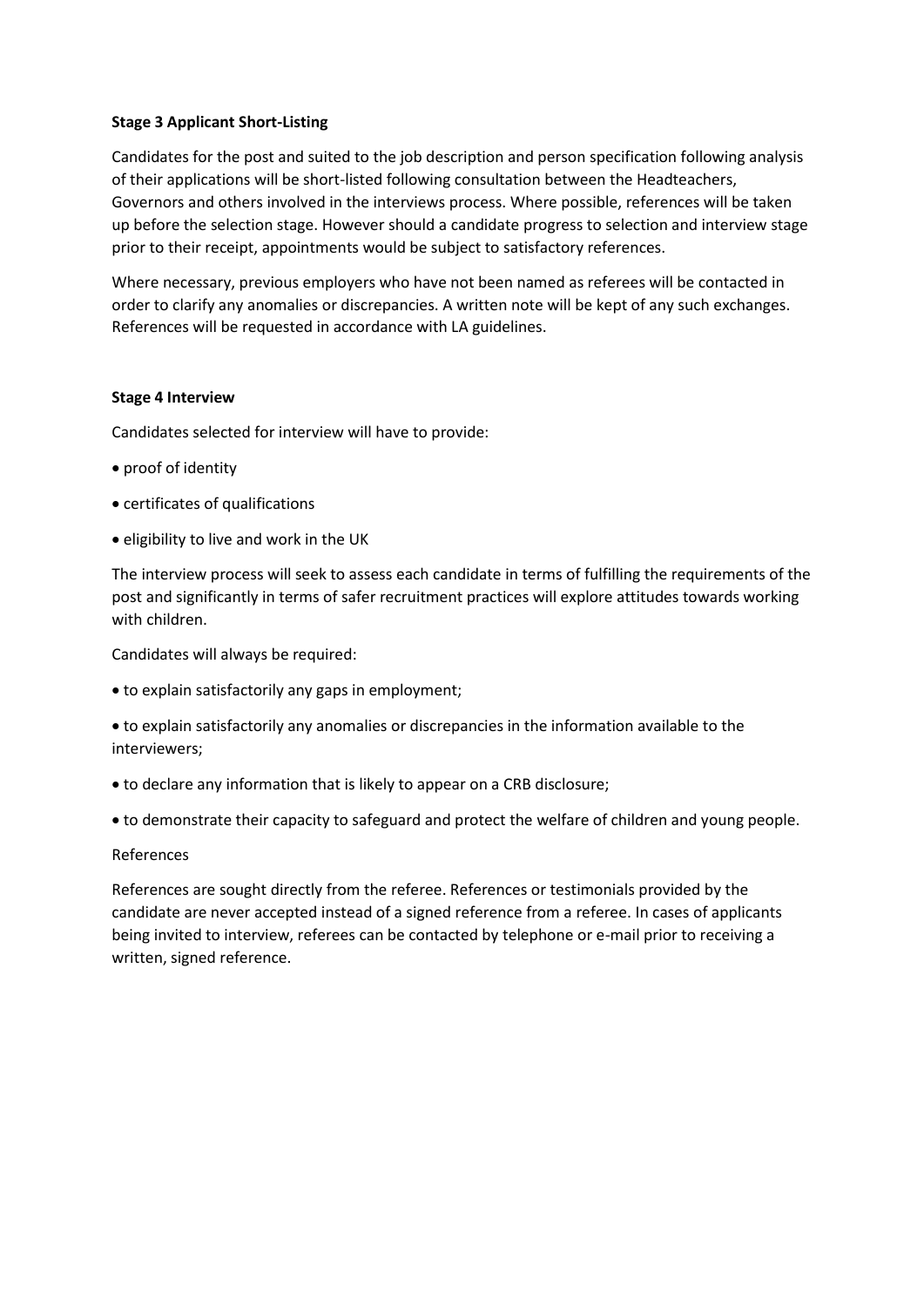**Stage 3 Applicant Short-Listing**

Candidates for the post and suited to the job description and person specification following analysis of their applications will be short-listed following consultation between the Headteachers, Governors and others involved in the interviews process. Where possible, references will be taken up before the selection stage. However should a candidate progress to selection and interview stage prior to their receipt, appointments would be subject to satisfactory references.

Where necessary, previous employers who have not been named as referees will be contacted in order to clarify any anomalies or discrepancies. A written note will be kept of any such exchanges. References will be requested in accordance with LA guidelines.

**Stage 4 Interview**

Candidates selected for interview will have to provide:

- proof of identity
- certificates of qualifications
- eligibility to live and work in the UK

The interview process will seek to assess each candidate in terms of fulfilling the requirements of the post and significantly in terms of safer recruitment practices will explore attitudes towards working with children.

Candidates will always be required:

- to explain satisfactorily any gaps in employment;
- to explain satisfactorily any anomalies or discrepancies in the information available to the interviewers;
- to declare any information that is likely to appear on a CRB disclosure;
- to demonstrate their capacity to safeguard and protect the welfare of children and young people.

References

References are sought directly from the referee. References or testimonials provided by the candidate are never accepted instead of a signed reference from a referee. In cases of applicants being invited to interview, referees can be contacted by telephone or e-mail prior to receiving a written, signed reference.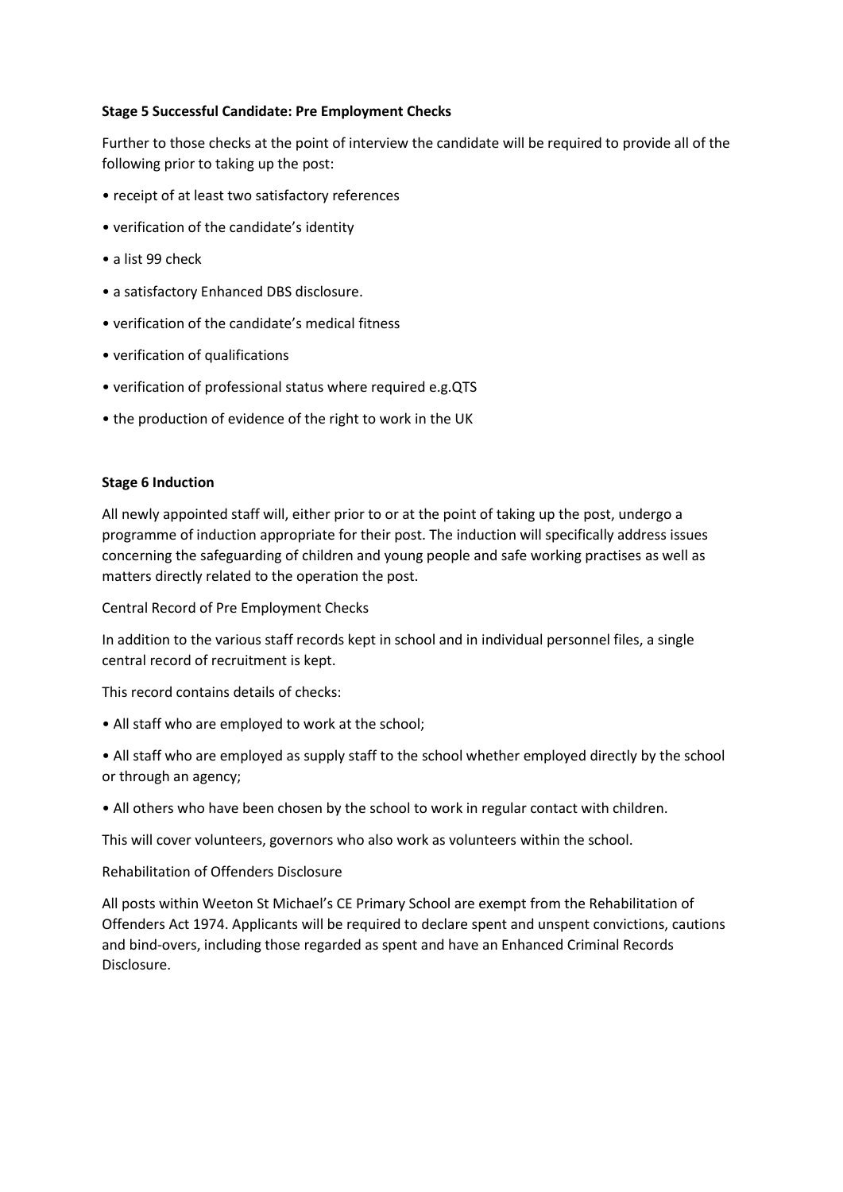**Stage 5 Successful Candidate: Pre Employment Checks**

Further to those checks at the point of interview the candidate will be required to provide all of the following prior to taking up the post:

- receipt of at least two satisfactory references
- verification of the candidate's identity
- a list 99 check
- a satisfactory Enhanced DBS disclosure.
- verification of the candidate's medical fitness
- verification of qualifications
- verification of professional status where required e.g.QTS
- the production of evidence of the right to work in the UK

**Stage 6 Induction**

All newly appointed staff will, either prior to or at the point of taking up the post, undergo a programme of induction appropriate for their post. The induction will specifically address issues concerning the safeguarding of children and young people and safe working practises as well as matters directly related to the operation the post.

Central Record of Pre Employment Checks

In addition to the various staff records kept in school and in individual personnel files, a single central record of recruitment is kept.

This record contains details of checks:

- All staff who are employed to work at the school;
- All staff who are employed as supply staff to the school whether employed directly by the school or through an agency;
- All others who have been chosen by the school to work in regular contact with children.

This will cover volunteers, governors who also work as volunteers within the school.

Rehabilitation of Offenders Disclosure

All posts within Weeton St Michael's CE Primary School are exempt from the Rehabilitation of Offenders Act 1974. Applicants will be required to declare spent and unspent convictions, cautions and bind-overs, including those regarded as spent and have an Enhanced Criminal Records Disclosure.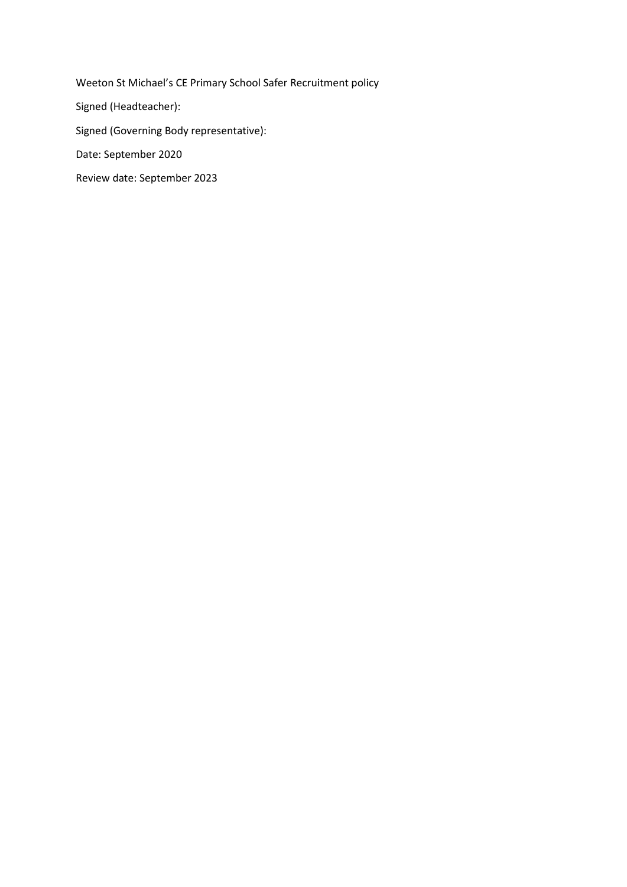Weeton St Michael's CE Primary School Safer Recruitment policy

Signed (Headteacher):

Signed (Governing Body representative):

Date: September 2020

Review date: September 2023